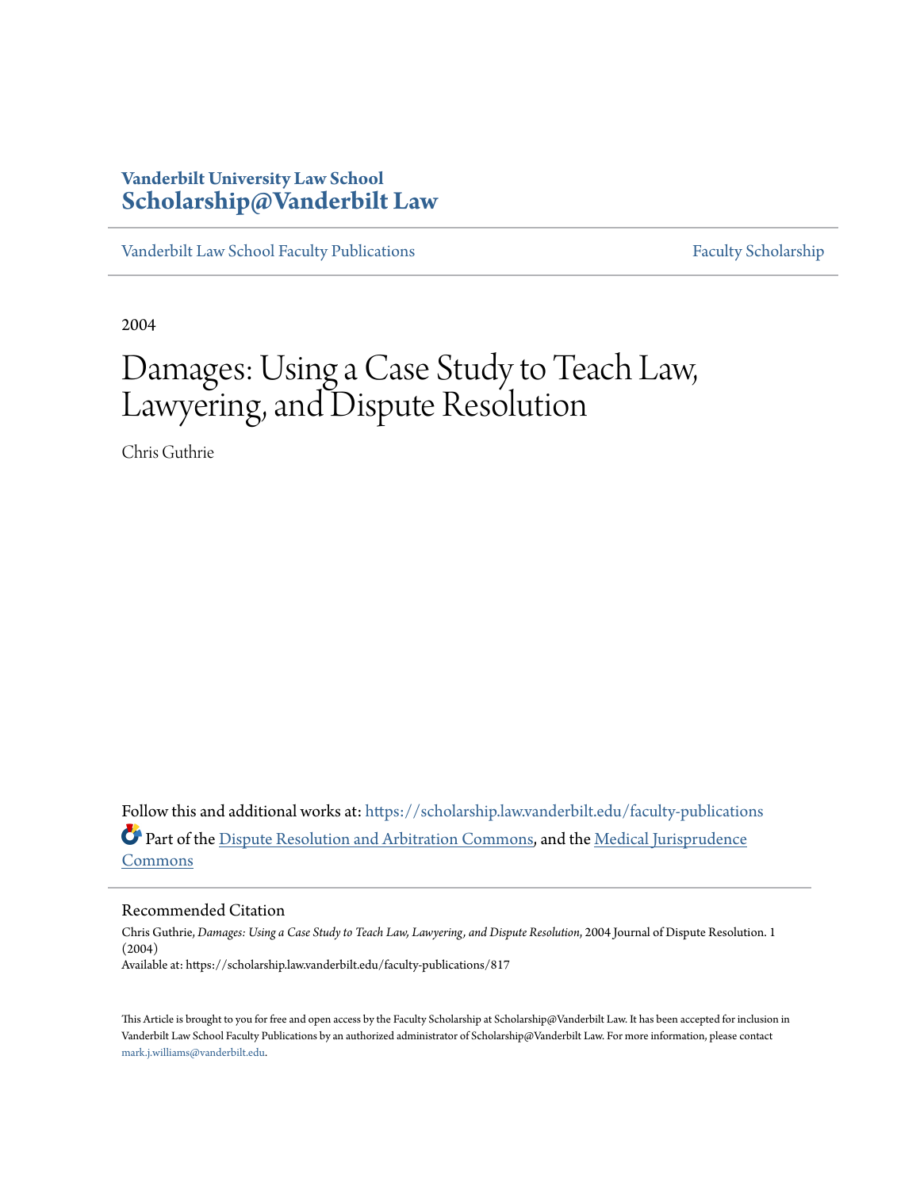**Vanderbilt University Law School**
**Scholarship@Vanderbilt Law**

Vanderbilt Law School Faculty Publications | Faculty Scholarship

2004

# Damages: Using a Case Study to Teach Law, Lawyering, and Dispute Resolution

Chris Guthrie

Follow this and additional works at: https://scholarship.law.vanderbilt.edu/faculty-publications

Part of the Dispute Resolution and Arbitration Commons, and the Medical Jurisprudence Commons

## Recommended Citation

Chris Guthrie, *Damages: Using a Case Study to Teach Law, Lawyering, and Dispute Resolution*, 2004 Journal of Dispute Resolution. 1 (2004)
Available at: https://scholarship.law.vanderbilt.edu/faculty-publications/817

This Article is brought to you for free and open access by the Faculty Scholarship at Scholarship@Vanderbilt Law. It has been accepted for inclusion in Vanderbilt Law School Faculty Publications by an authorized administrator of Scholarship@Vanderbilt Law. For more information, please contact mark.j.williams@vanderbilt.edu.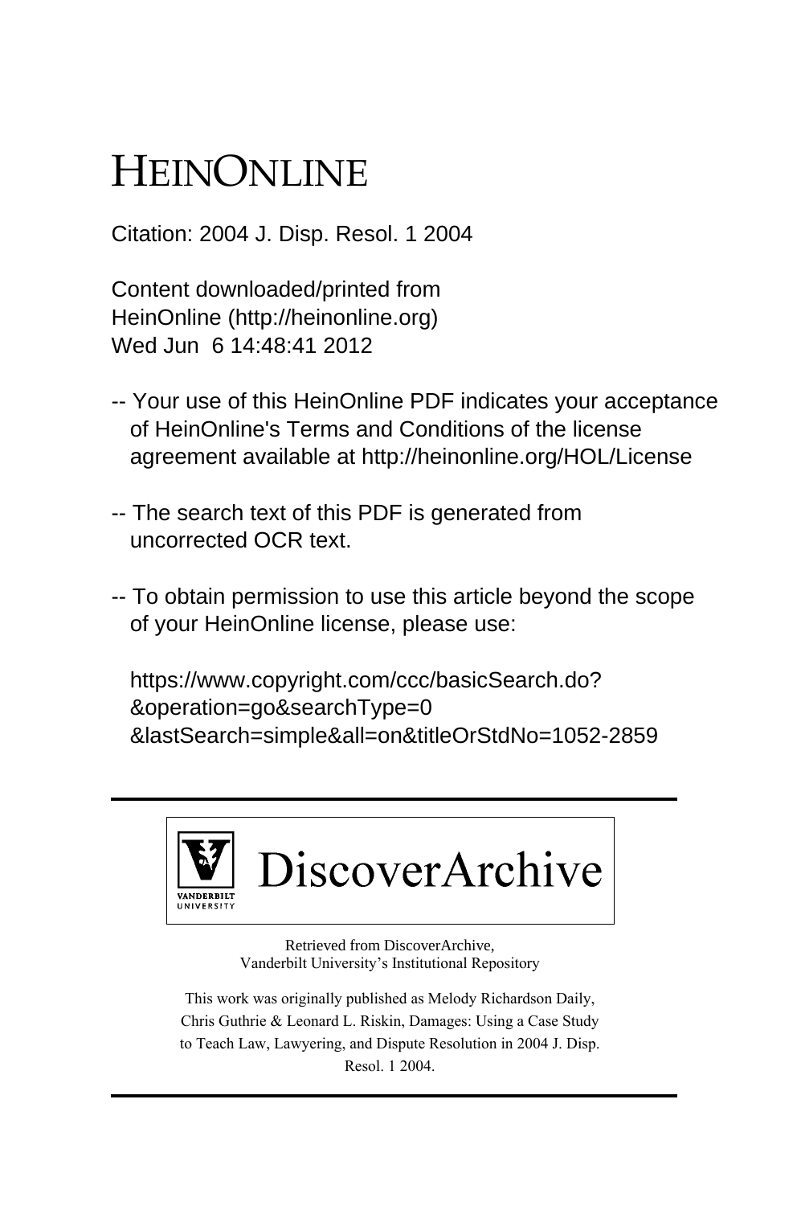# HEINONLINE

Citation: 2004 J. Disp. Resol. 1 2004

Content downloaded/printed from
HeinOnline (http://heinonline.org)
Wed Jun 6 14:48:41 2012

-- Your use of this HeinOnline PDF indicates your acceptance of HeinOnline's Terms and Conditions of the license agreement available at http://heinonline.org/HOL/License

-- The search text of this PDF is generated from uncorrected OCR text.

-- To obtain permission to use this article beyond the scope of your HeinOnline license, please use:

https://www.copyright.com/ccc/basicSearch.do?&operation=go&searchType=0&lastSearch=simple&all=on&titleOrStdNo=1052-2859

---

VANDERBILT UNIVERSITY

DiscoverArchive

Retrieved from DiscoverArchive,
Vanderbilt University's Institutional Repository

This work was originally published as Melody Richardson Daily, Chris Guthrie & Leonard L. Riskin, Damages: Using a Case Study to Teach Law, Lawyering, and Dispute Resolution in 2004 J. Disp. Resol. 1 2004.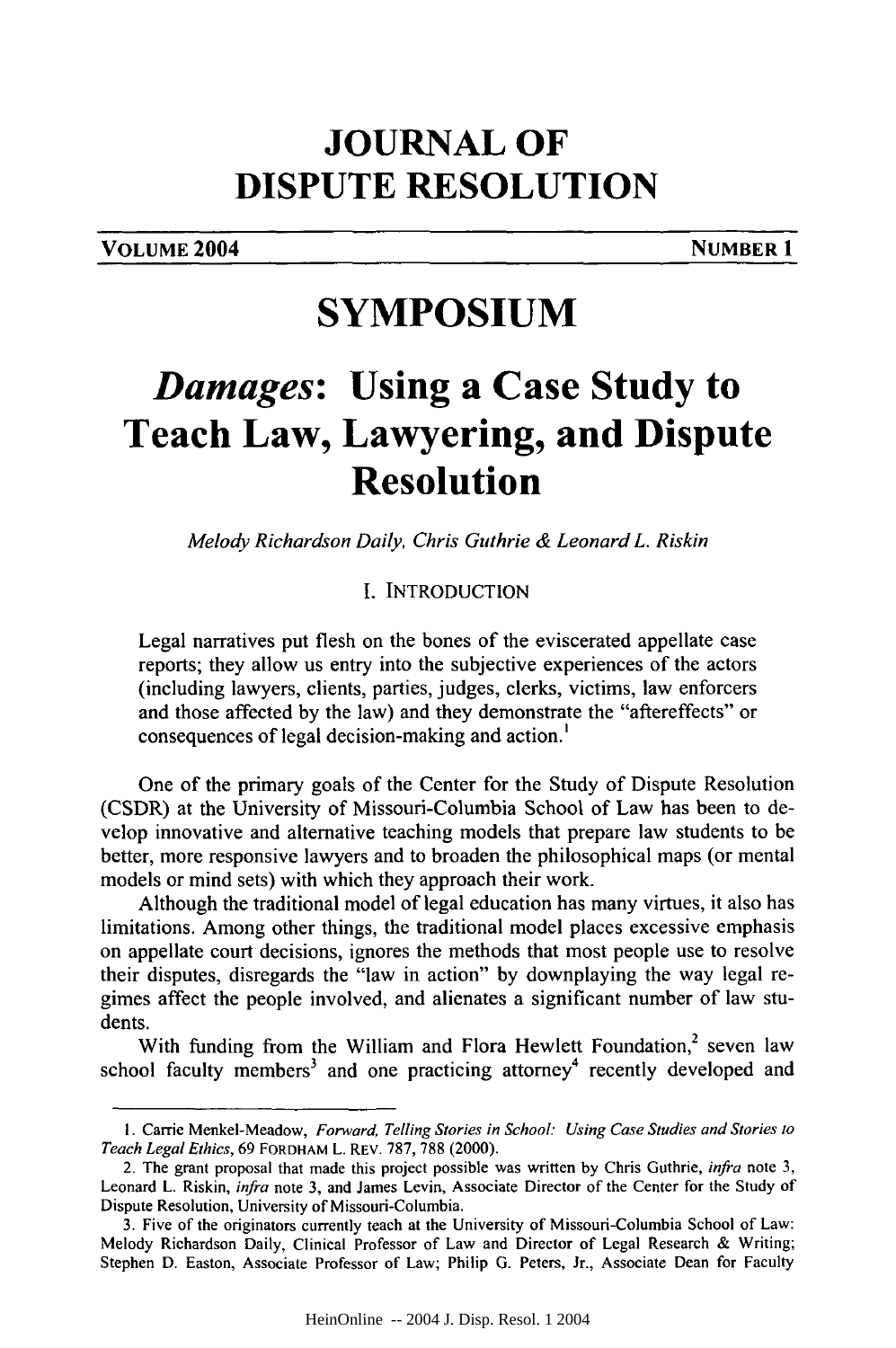# JOURNAL OF DISPUTE RESOLUTION

VOLUME 2004 NUMBER 1

# SYMPOSIUM

# *Damages*: Using a Case Study to Teach Law, Lawyering, and Dispute Resolution

*Melody Richardson Daily, Chris Guthrie & Leonard L. Riskin*

## I. INTRODUCTION

> Legal narratives put flesh on the bones of the eviscerated appellate case reports; they allow us entry into the subjective experiences of the actors (including lawyers, clients, parties, judges, clerks, victims, law enforcers and those affected by the law) and they demonstrate the "aftereffects" or consequences of legal decision-making and action.[1]

One of the primary goals of the Center for the Study of Dispute Resolution (CSDR) at the University of Missouri-Columbia School of Law has been to develop innovative and alternative teaching models that prepare law students to be better, more responsive lawyers and to broaden the philosophical maps (or mental models or mind sets) with which they approach their work.

Although the traditional model of legal education has many virtues, it also has limitations. Among other things, the traditional model places excessive emphasis on appellate court decisions, ignores the methods that most people use to resolve their disputes, disregards the "law in action" by downplaying the way legal regimes affect the people involved, and alienates a significant number of law students.

With funding from the William and Flora Hewlett Foundation,[2] seven law school faculty members[3] and one practicing attorney[4] recently developed and

---

1. Carrie Menkel-Meadow, *Forward, Telling Stories in School: Using Case Studies and Stories to Teach Legal Ethics*, 69 FORDHAM L. REV. 787, 788 (2000).

2. The grant proposal that made this project possible was written by Chris Guthrie, *infra* note 3, Leonard L. Riskin, *infra* note 3, and James Levin, Associate Director of the Center for the Study of Dispute Resolution, University of Missouri-Columbia.

3. Five of the originators currently teach at the University of Missouri-Columbia School of Law: Melody Richardson Daily, Clinical Professor of Law and Director of Legal Research & Writing; Stephen D. Easton, Associate Professor of Law; Philip G. Peters, Jr., Associate Dean for Faculty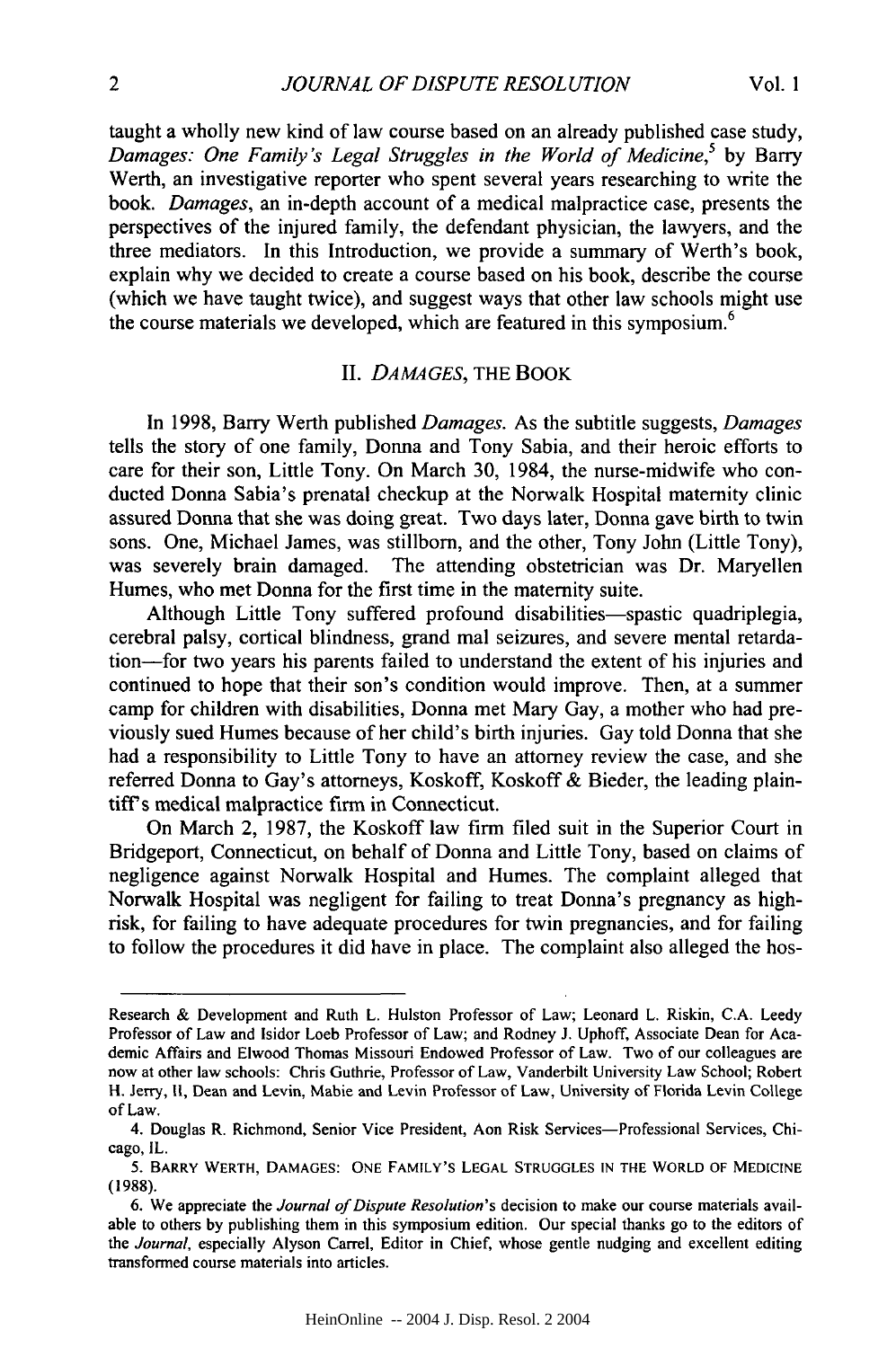taught a wholly new kind of law course based on an already published case study, *Damages: One Family's Legal Struggles in the World of Medicine*,[5] by Barry Werth, an investigative reporter who spent several years researching to write the book. *Damages*, an in-depth account of a medical malpractice case, presents the perspectives of the injured family, the defendant physician, the lawyers, and the three mediators. In this Introduction, we provide a summary of Werth's book, explain why we decided to create a course based on his book, describe the course (which we have taught twice), and suggest ways that other law schools might use the course materials we developed, which are featured in this symposium.[6]

## II. *DAMAGES*, THE BOOK

In 1998, Barry Werth published *Damages*. As the subtitle suggests, *Damages* tells the story of one family, Donna and Tony Sabia, and their heroic efforts to care for their son, Little Tony. On March 30, 1984, the nurse-midwife who conducted Donna Sabia's prenatal checkup at the Norwalk Hospital maternity clinic assured Donna that she was doing great. Two days later, Donna gave birth to twin sons. One, Michael James, was stillborn, and the other, Tony John (Little Tony), was severely brain damaged. The attending obstetrician was Dr. Maryellen Humes, who met Donna for the first time in the maternity suite.

Although Little Tony suffered profound disabilities—spastic quadriplegia, cerebral palsy, cortical blindness, grand mal seizures, and severe mental retardation—for two years his parents failed to understand the extent of his injuries and continued to hope that their son's condition would improve. Then, at a summer camp for children with disabilities, Donna met Mary Gay, a mother who had previously sued Humes because of her child's birth injuries. Gay told Donna that she had a responsibility to Little Tony to have an attorney review the case, and she referred Donna to Gay's attorneys, Koskoff, Koskoff & Bieder, the leading plaintiff's medical malpractice firm in Connecticut.

On March 2, 1987, the Koskoff law firm filed suit in the Superior Court in Bridgeport, Connecticut, on behalf of Donna and Little Tony, based on claims of negligence against Norwalk Hospital and Humes. The complaint alleged that Norwalk Hospital was negligent for failing to treat Donna's pregnancy as high-risk, for failing to have adequate procedures for twin pregnancies, and for failing to follow the procedures it did have in place. The complaint also alleged the hos-

---

Research & Development and Ruth L. Hulston Professor of Law; Leonard L. Riskin, C.A. Leedy Professor of Law and Isidor Loeb Professor of Law; and Rodney J. Uphoff, Associate Dean for Academic Affairs and Elwood Thomas Missouri Endowed Professor of Law. Two of our colleagues are now at other law schools: Chris Guthrie, Professor of Law, Vanderbilt University Law School; Robert H. Jerry, II, Dean and Levin, Mabie and Levin Professor of Law, University of Florida Levin College of Law.

4. Douglas R. Richmond, Senior Vice President, Aon Risk Services—Professional Services, Chicago, IL.

5. BARRY WERTH, DAMAGES: ONE FAMILY'S LEGAL STRUGGLES IN THE WORLD OF MEDICINE (1988).

6. We appreciate the *Journal of Dispute Resolution*'s decision to make our course materials available to others by publishing them in this symposium edition. Our special thanks go to the editors of the *Journal*, especially Alyson Carrel, Editor in Chief, whose gentle nudging and excellent editing transformed course materials into articles.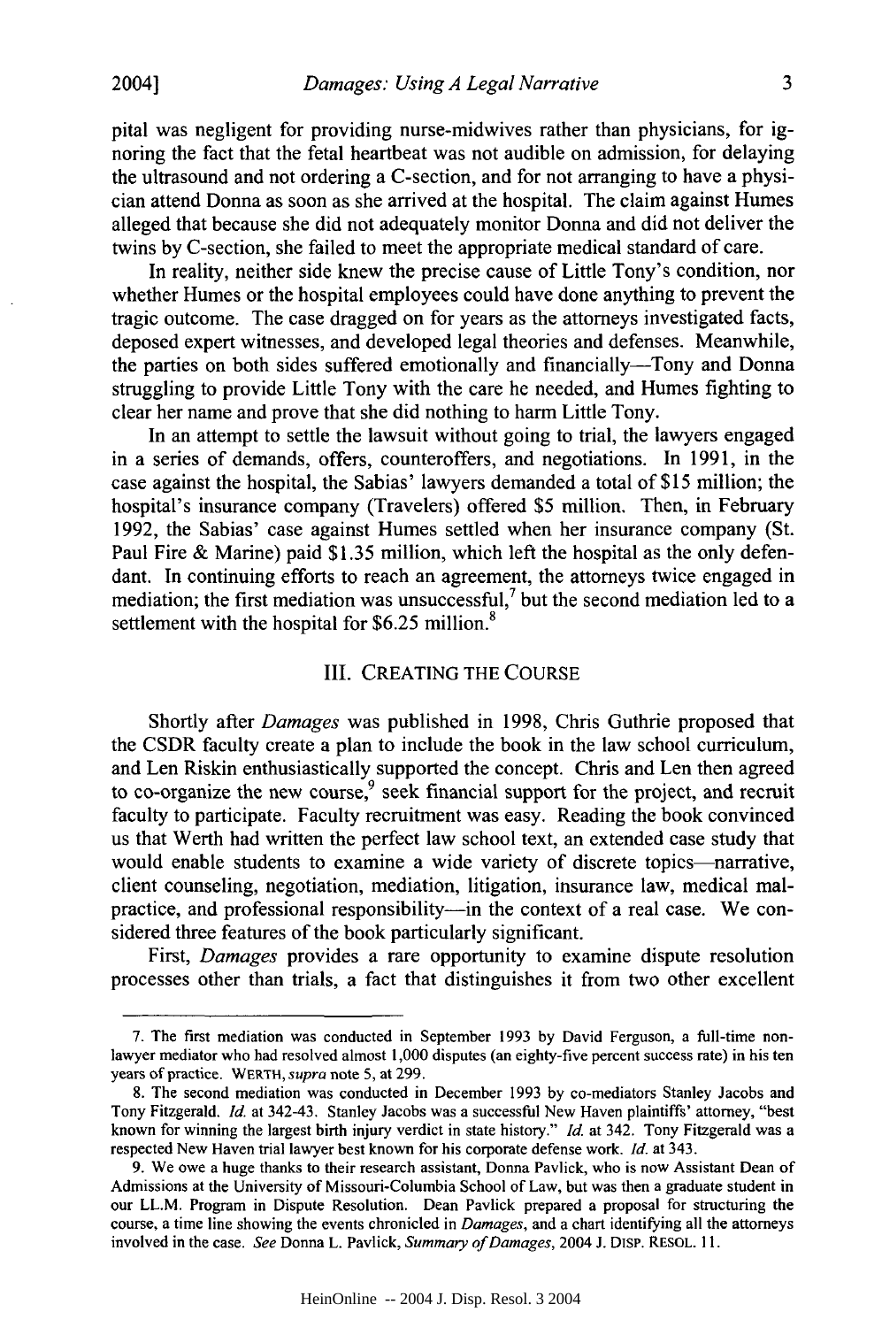pital was negligent for providing nurse-midwives rather than physicians, for ignoring the fact that the fetal heartbeat was not audible on admission, for delaying the ultrasound and not ordering a C-section, and for not arranging to have a physician attend Donna as soon as she arrived at the hospital. The claim against Humes alleged that because she did not adequately monitor Donna and did not deliver the twins by C-section, she failed to meet the appropriate medical standard of care.

In reality, neither side knew the precise cause of Little Tony's condition, nor whether Humes or the hospital employees could have done anything to prevent the tragic outcome. The case dragged on for years as the attorneys investigated facts, deposed expert witnesses, and developed legal theories and defenses. Meanwhile, the parties on both sides suffered emotionally and financially—Tony and Donna struggling to provide Little Tony with the care he needed, and Humes fighting to clear her name and prove that she did nothing to harm Little Tony.

In an attempt to settle the lawsuit without going to trial, the lawyers engaged in a series of demands, offers, counteroffers, and negotiations. In 1991, in the case against the hospital, the Sabias' lawyers demanded a total of $15 million; the hospital's insurance company (Travelers) offered $5 million. Then, in February 1992, the Sabias' case against Humes settled when her insurance company (St. Paul Fire & Marine) paid $1.35 million, which left the hospital as the only defendant. In continuing efforts to reach an agreement, the attorneys twice engaged in mediation; the first mediation was unsuccessful,[7] but the second mediation led to a settlement with the hospital for $6.25 million.[8]

## III. CREATING THE COURSE

Shortly after *Damages* was published in 1998, Chris Guthrie proposed that the CSDR faculty create a plan to include the book in the law school curriculum, and Len Riskin enthusiastically supported the concept. Chris and Len then agreed to co-organize the new course,[9] seek financial support for the project, and recruit faculty to participate. Faculty recruitment was easy. Reading the book convinced us that Werth had written the perfect law school text, an extended case study that would enable students to examine a wide variety of discrete topics—narrative, client counseling, negotiation, mediation, litigation, insurance law, medical malpractice, and professional responsibility—in the context of a real case. We considered three features of the book particularly significant.

First, *Damages* provides a rare opportunity to examine dispute resolution processes other than trials, a fact that distinguishes it from two other excellent

---

7. The first mediation was conducted in September 1993 by David Ferguson, a full-time nonlawyer mediator who had resolved almost 1,000 disputes (an eighty-five percent success rate) in his ten years of practice. WERTH, *supra* note 5, at 299.

8. The second mediation was conducted in December 1993 by co-mediators Stanley Jacobs and Tony Fitzgerald. *Id.* at 342-43. Stanley Jacobs was a successful New Haven plaintiffs' attorney, "best known for winning the largest birth injury verdict in state history." *Id.* at 342. Tony Fitzgerald was a respected New Haven trial lawyer best known for his corporate defense work. *Id.* at 343.

9. We owe a huge thanks to their research assistant, Donna Pavlick, who is now Assistant Dean of Admissions at the University of Missouri-Columbia School of Law, but was then a graduate student in our LL.M. Program in Dispute Resolution. Dean Pavlick prepared a proposal for structuring the course, a time line showing the events chronicled in *Damages*, and a chart identifying all the attorneys involved in the case. *See* Donna L. Pavlick, *Summary of Damages*, 2004 J. DISP. RESOL. 11.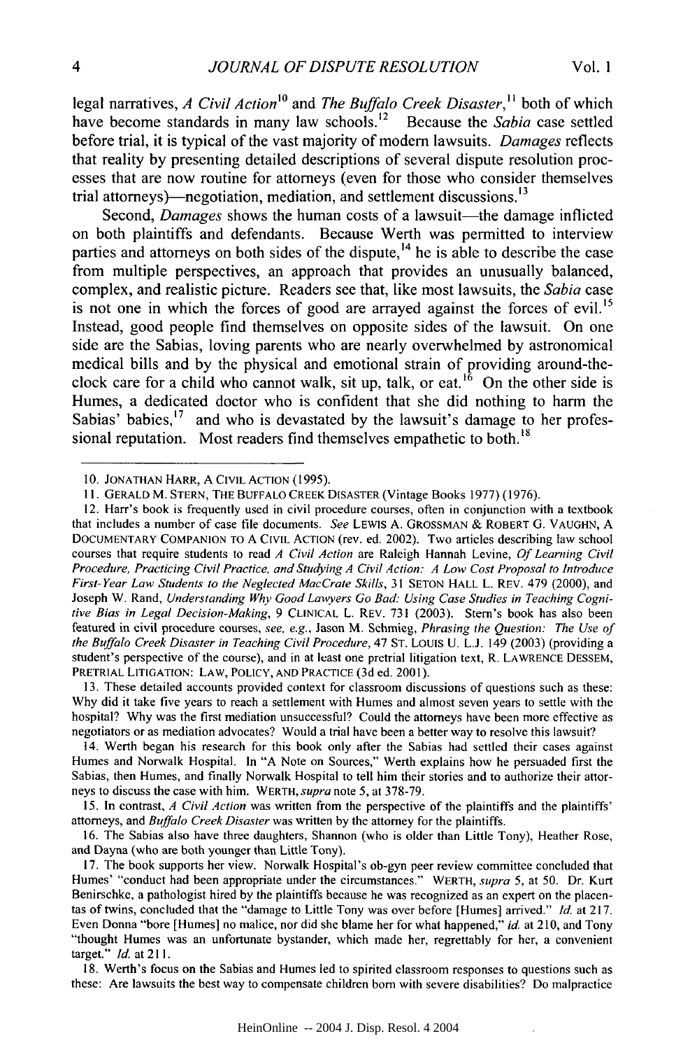legal narratives, *A Civil Action*[10] and *The Buffalo Creek Disaster*,[11] both of which have become standards in many law schools.[12] Because the *Sabia* case settled before trial, it is typical of the vast majority of modern lawsuits. *Damages* reflects that reality by presenting detailed descriptions of several dispute resolution processes that are now routine for attorneys (even for those who consider themselves trial attorneys)—negotiation, mediation, and settlement discussions.[13]

Second, *Damages* shows the human costs of a lawsuit—the damage inflicted on both plaintiffs and defendants. Because Werth was permitted to interview parties and attorneys on both sides of the dispute,[14] he is able to describe the case from multiple perspectives, an approach that provides an unusually balanced, complex, and realistic picture. Readers see that, like most lawsuits, the *Sabia* case is not one in which the forces of good are arrayed against the forces of evil.[15] Instead, good people find themselves on opposite sides of the lawsuit. On one side are the Sabias, loving parents who are nearly overwhelmed by astronomical medical bills and by the physical and emotional strain of providing around-the-clock care for a child who cannot walk, sit up, talk, or eat.[16] On the other side is Humes, a dedicated doctor who is confident that she did nothing to harm the Sabias' babies,[17] and who is devastated by the lawsuit's damage to her professional reputation. Most readers find themselves empathetic to both.[18]

---

10. JONATHAN HARR, A CIVIL ACTION (1995).

11. GERALD M. STERN, THE BUFFALO CREEK DISASTER (Vintage Books 1977) (1976).

12. Harr's book is frequently used in civil procedure courses, often in conjunction with a textbook that includes a number of case file documents. *See* LEWIS A. GROSSMAN & ROBERT G. VAUGHN, A DOCUMENTARY COMPANION TO A CIVIL ACTION (rev. ed. 2002). Two articles describing law school courses that require students to read *A Civil Action* are Raleigh Hannah Levine, *Of Learning Civil Procedure, Practicing Civil Practice, and Studying A Civil Action: A Low Cost Proposal to Introduce First-Year Law Students to the Neglected MacCrate Skills*, 31 SETON HALL L. REV. 479 (2000), and Joseph W. Rand, *Understanding Why Good Lawyers Go Bad: Using Case Studies in Teaching Cognitive Bias in Legal Decision-Making*, 9 CLINICAL L. REV. 731 (2003). Stern's book has also been featured in civil procedure courses, *see, e.g.*, Jason M. Schmieg, *Phrasing the Question: The Use of the Buffalo Creek Disaster in Teaching Civil Procedure*, 47 ST. LOUIS U. L.J. 149 (2003) (providing a student's perspective of the course), and in at least one pretrial litigation text, R. LAWRENCE DESSEM, PRETRIAL LITIGATION: LAW, POLICY, AND PRACTICE (3d ed. 2001).

13. These detailed accounts provided context for classroom discussions of questions such as these: Why did it take five years to reach a settlement with Humes and almost seven years to settle with the hospital? Why was the first mediation unsuccessful? Could the attorneys have been more effective as negotiators or as mediation advocates? Would a trial have been a better way to resolve this lawsuit?

14. Werth began his research for this book only after the Sabias had settled their cases against Humes and Norwalk Hospital. In "A Note on Sources," Werth explains how he persuaded first the Sabias, then Humes, and finally Norwalk Hospital to tell him their stories and to authorize their attorneys to discuss the case with him. WERTH, *supra* note 5, at 378-79.

15. In contrast, *A Civil Action* was written from the perspective of the plaintiffs and the plaintiffs' attorneys, and *Buffalo Creek Disaster* was written by the attorney for the plaintiffs.

16. The Sabias also have three daughters, Shannon (who is older than Little Tony), Heather Rose, and Dayna (who are both younger than Little Tony).

17. The book supports her view. Norwalk Hospital's ob-gyn peer review committee concluded that Humes' "conduct had been appropriate under the circumstances." WERTH, *supra* 5, at 50. Dr. Kurt Benirschke, a pathologist hired by the plaintiffs because he was recognized as an expert on the placentas of twins, concluded that the "damage to Little Tony was over before [Humes] arrived." *Id.* at 217. Even Donna "bore [Humes] no malice, nor did she blame her for what happened," *id.* at 210, and Tony "thought Humes was an unfortunate bystander, which made her, regrettably for her, a convenient target." *Id.* at 211.

18. Werth's focus on the Sabias and Humes led to spirited classroom responses to questions such as these: Are lawsuits the best way to compensate children born with severe disabilities? Do malpractice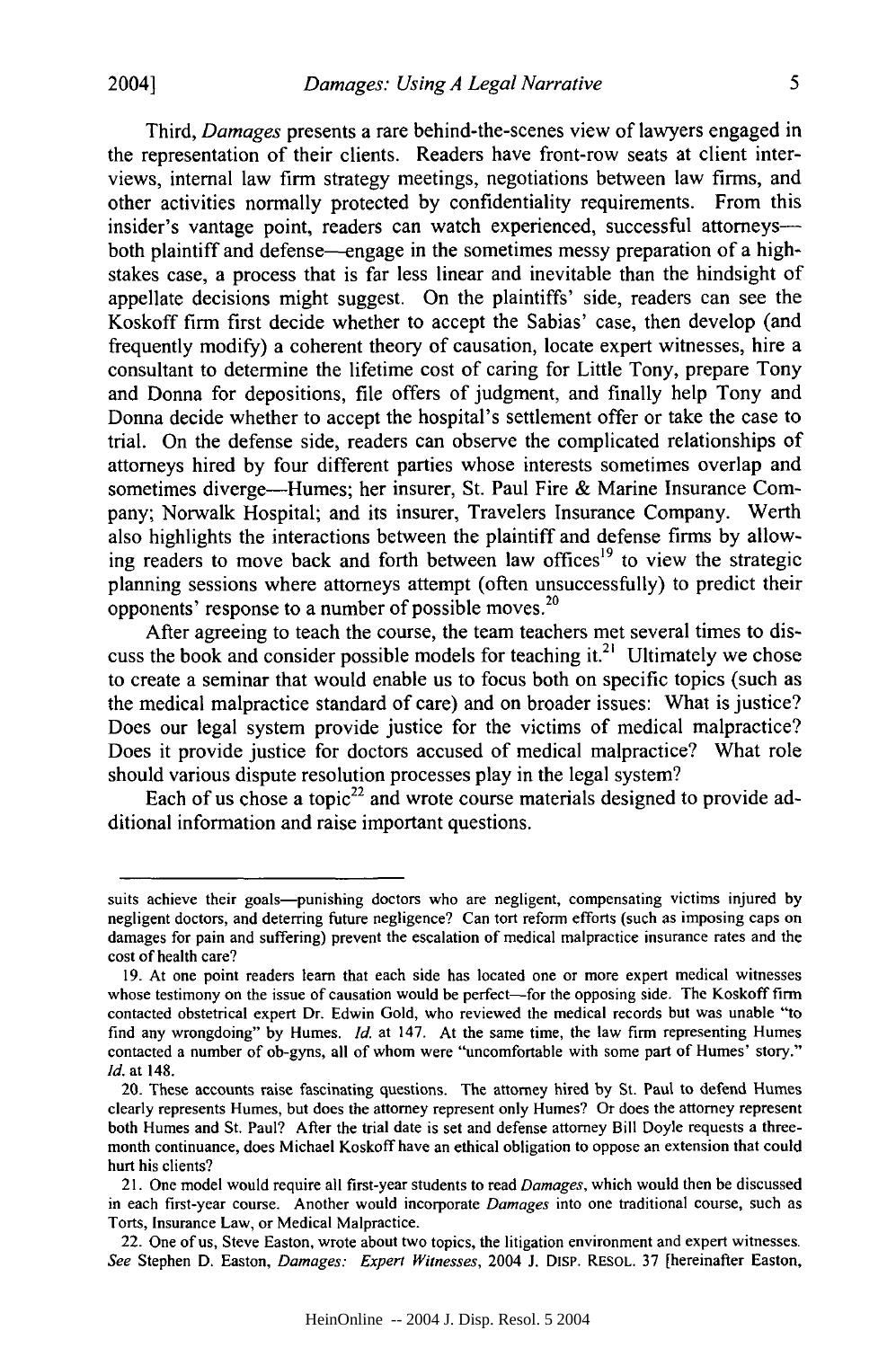Third, *Damages* presents a rare behind-the-scenes view of lawyers engaged in the representation of their clients. Readers have front-row seats at client interviews, internal law firm strategy meetings, negotiations between law firms, and other activities normally protected by confidentiality requirements. From this insider's vantage point, readers can watch experienced, successful attorneys—both plaintiff and defense—engage in the sometimes messy preparation of a high-stakes case, a process that is far less linear and inevitable than the hindsight of appellate decisions might suggest. On the plaintiffs' side, readers can see the Koskoff firm first decide whether to accept the Sabias' case, then develop (and frequently modify) a coherent theory of causation, locate expert witnesses, hire a consultant to determine the lifetime cost of caring for Little Tony, prepare Tony and Donna for depositions, file offers of judgment, and finally help Tony and Donna decide whether to accept the hospital's settlement offer or take the case to trial. On the defense side, readers can observe the complicated relationships of attorneys hired by four different parties whose interests sometimes overlap and sometimes diverge—Humes; her insurer, St. Paul Fire & Marine Insurance Company; Norwalk Hospital; and its insurer, Travelers Insurance Company. Werth also highlights the interactions between the plaintiff and defense firms by allowing readers to move back and forth between law offices[19] to view the strategic planning sessions where attorneys attempt (often unsuccessfully) to predict their opponents' response to a number of possible moves.[20]

After agreeing to teach the course, the team teachers met several times to discuss the book and consider possible models for teaching it.[21] Ultimately we chose to create a seminar that would enable us to focus both on specific topics (such as the medical malpractice standard of care) and on broader issues: What is justice? Does our legal system provide justice for the victims of medical malpractice? Does it provide justice for doctors accused of medical malpractice? What role should various dispute resolution processes play in the legal system?

Each of us chose a topic[22] and wrote course materials designed to provide additional information and raise important questions.

---

suits achieve their goals—punishing doctors who are negligent, compensating victims injured by negligent doctors, and deterring future negligence? Can tort reform efforts (such as imposing caps on damages for pain and suffering) prevent the escalation of medical malpractice insurance rates and the cost of health care?

19. At one point readers learn that each side has located one or more expert medical witnesses whose testimony on the issue of causation would be perfect—for the opposing side. The Koskoff firm contacted obstetrical expert Dr. Edwin Gold, who reviewed the medical records but was unable "to find any wrongdoing" by Humes. *Id.* at 147. At the same time, the law firm representing Humes contacted a number of ob-gyns, all of whom were "uncomfortable with some part of Humes' story." *Id.* at 148.

20. These accounts raise fascinating questions. The attorney hired by St. Paul to defend Humes clearly represents Humes, but does the attorney represent only Humes? Or does the attorney represent both Humes and St. Paul? After the trial date is set and defense attorney Bill Doyle requests a three-month continuance, does Michael Koskoff have an ethical obligation to oppose an extension that could hurt his clients?

21. One model would require all first-year students to read *Damages*, which would then be discussed in each first-year course. Another would incorporate *Damages* into one traditional course, such as Torts, Insurance Law, or Medical Malpractice.

22. One of us, Steve Easton, wrote about two topics, the litigation environment and expert witnesses. *See* Stephen D. Easton, *Damages: Expert Witnesses*, 2004 J. DISP. RESOL. 37 [hereinafter Easton,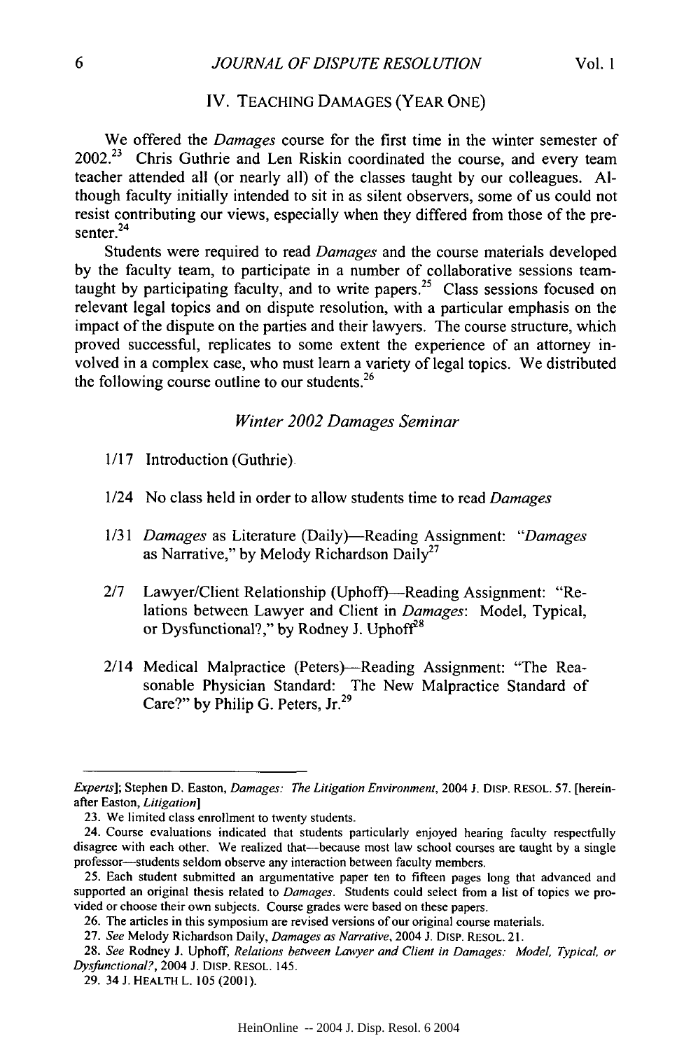## IV. TEACHING DAMAGES (YEAR ONE)

We offered the *Damages* course for the first time in the winter semester of 2002.[23] Chris Guthrie and Len Riskin coordinated the course, and every team teacher attended all (or nearly all) of the classes taught by our colleagues. Although faculty initially intended to sit in as silent observers, some of us could not resist contributing our views, especially when they differed from those of the presenter.[24]

Students were required to read *Damages* and the course materials developed by the faculty team, to participate in a number of collaborative sessions team-taught by participating faculty, and to write papers.[25] Class sessions focused on relevant legal topics and on dispute resolution, with a particular emphasis on the impact of the dispute on the parties and their lawyers. The course structure, which proved successful, replicates to some extent the experience of an attorney involved in a complex case, who must learn a variety of legal topics. We distributed the following course outline to our students.[26]

### *Winter 2002 Damages Seminar*

- 1/17 Introduction (Guthrie).
- 1/24 No class held in order to allow students time to read *Damages*
- 1/31 *Damages* as Literature (Daily)—Reading Assignment: "*Damages* as Narrative," by Melody Richardson Daily[27]
- 2/7 Lawyer/Client Relationship (Uphoff)—Reading Assignment: "Relations between Lawyer and Client in *Damages*: Model, Typical, or Dysfunctional?," by Rodney J. Uphoff[28]
- 2/14 Medical Malpractice (Peters)—Reading Assignment: "The Reasonable Physician Standard: The New Malpractice Standard of Care?" by Philip G. Peters, Jr.[29]

---

*Experts*]; Stephen D. Easton, *Damages: The Litigation Environment*, 2004 J. DISP. RESOL. 57. [hereinafter Easton, *Litigation*]

23. We limited class enrollment to twenty students.

24. Course evaluations indicated that students particularly enjoyed hearing faculty respectfully disagree with each other. We realized that—because most law school courses are taught by a single professor—students seldom observe any interaction between faculty members.

25. Each student submitted an argumentative paper ten to fifteen pages long that advanced and supported an original thesis related to *Damages*. Students could select from a list of topics we provided or choose their own subjects. Course grades were based on these papers.

26. The articles in this symposium are revised versions of our original course materials.

27. *See* Melody Richardson Daily, *Damages as Narrative*, 2004 J. DISP. RESOL. 21.

28. *See* Rodney J. Uphoff, *Relations between Lawyer and Client in Damages: Model, Typical, or Dysfunctional?*, 2004 J. DISP. RESOL. 145.

29. 34 J. HEALTH L. 105 (2001).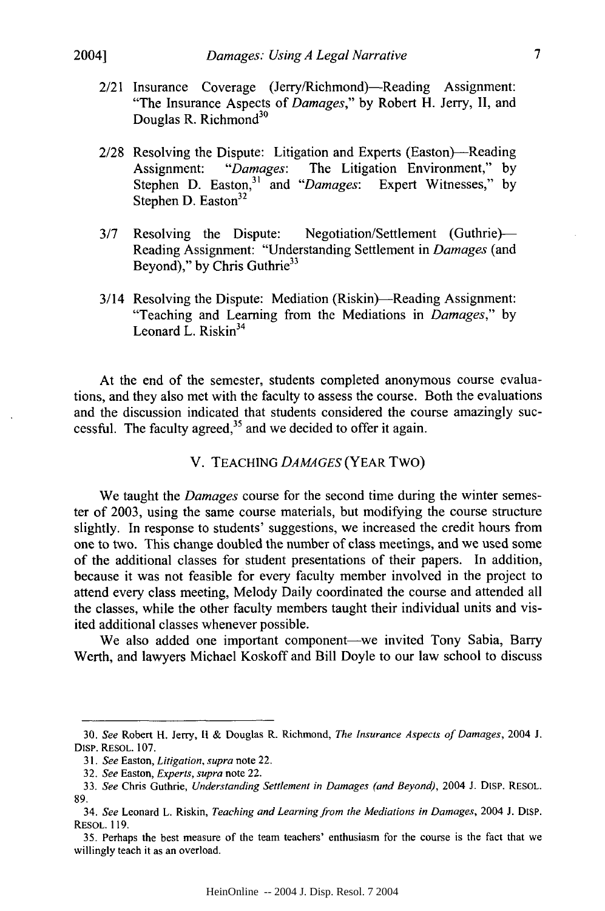2/21 Insurance Coverage (Jerry/Richmond)—Reading Assignment: "The Insurance Aspects of *Damages*," by Robert H. Jerry, II, and Douglas R. Richmond[30]

2/28 Resolving the Dispute: Litigation and Experts (Easton)—Reading Assignment: "*Damages*: The Litigation Environment," by Stephen D. Easton,[31] and "*Damages*: Expert Witnesses," by Stephen D. Easton[32]

3/7 Resolving the Dispute: Negotiation/Settlement (Guthrie)—Reading Assignment: "Understanding Settlement in *Damages* (and Beyond)," by Chris Guthrie[33]

3/14 Resolving the Dispute: Mediation (Riskin)—Reading Assignment: "Teaching and Learning from the Mediations in *Damages*," by Leonard L. Riskin[34]

At the end of the semester, students completed anonymous course evaluations, and they also met with the faculty to assess the course. Both the evaluations and the discussion indicated that students considered the course amazingly successful. The faculty agreed,[35] and we decided to offer it again.

## V. TEACHING *DAMAGES* (YEAR TWO)

We taught the *Damages* course for the second time during the winter semester of 2003, using the same course materials, but modifying the course structure slightly. In response to students' suggestions, we increased the credit hours from one to two. This change doubled the number of class meetings, and we used some of the additional classes for student presentations of their papers. In addition, because it was not feasible for every faculty member involved in the project to attend every class meeting, Melody Daily coordinated the course and attended all the classes, while the other faculty members taught their individual units and visited additional classes whenever possible.

We also added one important component—we invited Tony Sabia, Barry Werth, and lawyers Michael Koskoff and Bill Doyle to our law school to discuss

---

30. *See* Robert H. Jerry, II & Douglas R. Richmond, *The Insurance Aspects of Damages*, 2004 J. DISP. RESOL. 107.

31. *See* Easton, *Litigation*, *supra* note 22.

32. *See* Easton, *Experts*, *supra* note 22.

33. *See* Chris Guthrie, *Understanding Settlement in Damages (and Beyond)*, 2004 J. DISP. RESOL. 89.

34. *See* Leonard L. Riskin, *Teaching and Learning from the Mediations in Damages*, 2004 J. DISP. RESOL. 119.

35. Perhaps the best measure of the team teachers' enthusiasm for the course is the fact that we willingly teach it as an overload.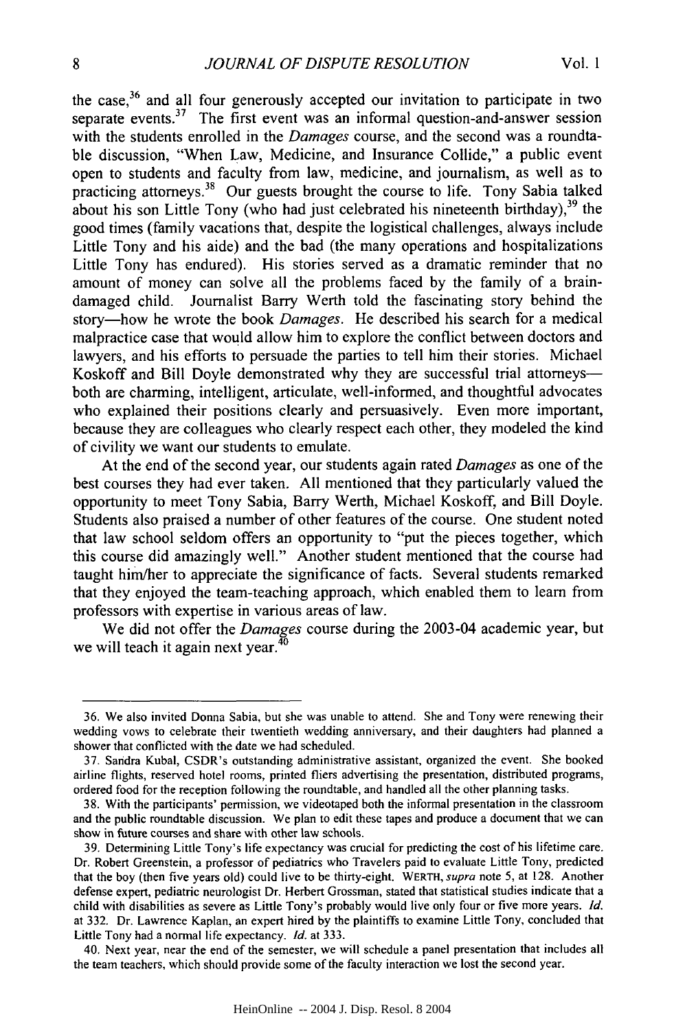the case,[36] and all four generously accepted our invitation to participate in two separate events.[37] The first event was an informal question-and-answer session with the students enrolled in the *Damages* course, and the second was a roundtable discussion, "When Law, Medicine, and Insurance Collide," a public event open to students and faculty from law, medicine, and journalism, as well as to practicing attorneys.[38] Our guests brought the course to life. Tony Sabia talked about his son Little Tony (who had just celebrated his nineteenth birthday),[39] the good times (family vacations that, despite the logistical challenges, always include Little Tony and his aide) and the bad (the many operations and hospitalizations Little Tony has endured). His stories served as a dramatic reminder that no amount of money can solve all the problems faced by the family of a brain-damaged child. Journalist Barry Werth told the fascinating story behind the story—how he wrote the book *Damages*. He described his search for a medical malpractice case that would allow him to explore the conflict between doctors and lawyers, and his efforts to persuade the parties to tell him their stories. Michael Koskoff and Bill Doyle demonstrated why they are successful trial attorneys—both are charming, intelligent, articulate, well-informed, and thoughtful advocates who explained their positions clearly and persuasively. Even more important, because they are colleagues who clearly respect each other, they modeled the kind of civility we want our students to emulate.

At the end of the second year, our students again rated *Damages* as one of the best courses they had ever taken. All mentioned that they particularly valued the opportunity to meet Tony Sabia, Barry Werth, Michael Koskoff, and Bill Doyle. Students also praised a number of other features of the course. One student noted that law school seldom offers an opportunity to "put the pieces together, which this course did amazingly well." Another student mentioned that the course had taught him/her to appreciate the significance of facts. Several students remarked that they enjoyed the team-teaching approach, which enabled them to learn from professors with expertise in various areas of law.

We did not offer the *Damages* course during the 2003-04 academic year, but we will teach it again next year.[40]

---

36. We also invited Donna Sabia, but she was unable to attend. She and Tony were renewing their wedding vows to celebrate their twentieth wedding anniversary, and their daughters had planned a shower that conflicted with the date we had scheduled.

37. Sandra Kubal, CSDR's outstanding administrative assistant, organized the event. She booked airline flights, reserved hotel rooms, printed fliers advertising the presentation, distributed programs, ordered food for the reception following the roundtable, and handled all the other planning tasks.

38. With the participants' permission, we videotaped both the informal presentation in the classroom and the public roundtable discussion. We plan to edit these tapes and produce a document that we can show in future courses and share with other law schools.

39. Determining Little Tony's life expectancy was crucial for predicting the cost of his lifetime care. Dr. Robert Greenstein, a professor of pediatrics who Travelers paid to evaluate Little Tony, predicted that the boy (then five years old) could live to be thirty-eight. WERTH, *supra* note 5, at 128. Another defense expert, pediatric neurologist Dr. Herbert Grossman, stated that statistical studies indicate that a child with disabilities as severe as Little Tony's probably would live only four or five more years. *Id.* at 332. Dr. Lawrence Kaplan, an expert hired by the plaintiffs to examine Little Tony, concluded that Little Tony had a normal life expectancy. *Id.* at 333.

40. Next year, near the end of the semester, we will schedule a panel presentation that includes all the team teachers, which should provide some of the faculty interaction we lost the second year.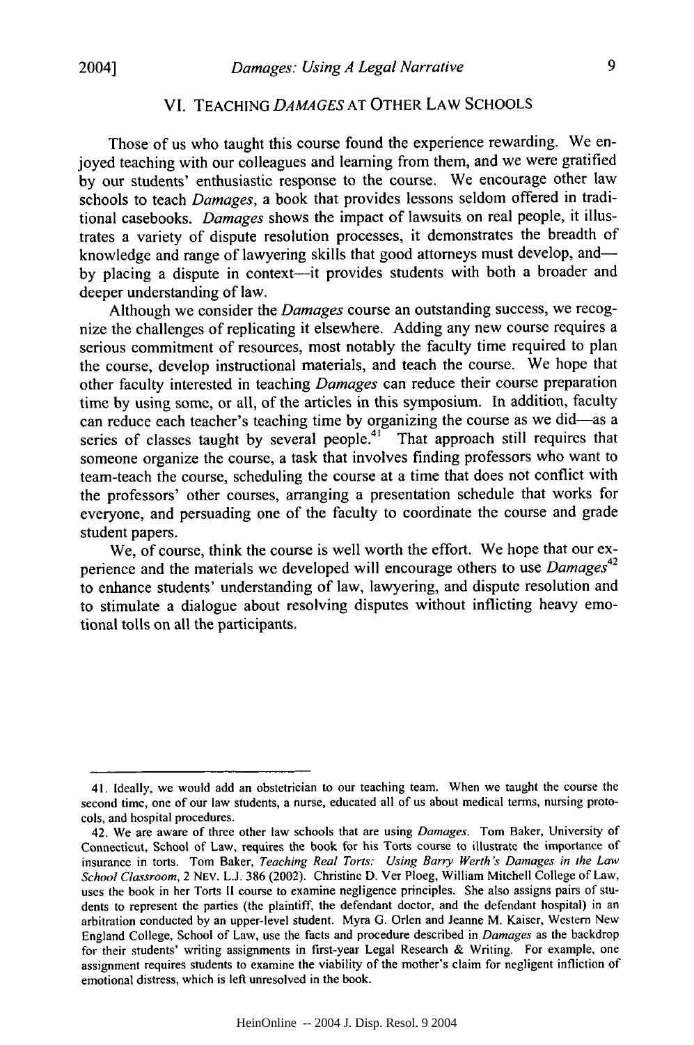## VI. TEACHING *DAMAGES* AT OTHER LAW SCHOOLS

Those of us who taught this course found the experience rewarding. We enjoyed teaching with our colleagues and learning from them, and we were gratified by our students' enthusiastic response to the course. We encourage other law schools to teach *Damages*, a book that provides lessons seldom offered in traditional casebooks. *Damages* shows the impact of lawsuits on real people, it illustrates a variety of dispute resolution processes, it demonstrates the breadth of knowledge and range of lawyering skills that good attorneys must develop, and—by placing a dispute in context—it provides students with both a broader and deeper understanding of law.

Although we consider the *Damages* course an outstanding success, we recognize the challenges of replicating it elsewhere. Adding any new course requires a serious commitment of resources, most notably the faculty time required to plan the course, develop instructional materials, and teach the course. We hope that other faculty interested in teaching *Damages* can reduce their course preparation time by using some, or all, of the articles in this symposium. In addition, faculty can reduce each teacher's teaching time by organizing the course as we did—as a series of classes taught by several people.[41] That approach still requires that someone organize the course, a task that involves finding professors who want to team-teach the course, scheduling the course at a time that does not conflict with the professors' other courses, arranging a presentation schedule that works for everyone, and persuading one of the faculty to coordinate the course and grade student papers.

We, of course, think the course is well worth the effort. We hope that our experience and the materials we developed will encourage others to use *Damages*[42] to enhance students' understanding of law, lawyering, and dispute resolution and to stimulate a dialogue about resolving disputes without inflicting heavy emotional tolls on all the participants.

---

41. Ideally, we would add an obstetrician to our teaching team. When we taught the course the second time, one of our law students, a nurse, educated all of us about medical terms, nursing protocols, and hospital procedures.

42. We are aware of three other law schools that are using *Damages*. Tom Baker, University of Connecticut, School of Law, requires the book for his Torts course to illustrate the importance of insurance in torts. Tom Baker, *Teaching Real Torts: Using Barry Werth's Damages in the Law School Classroom*, 2 NEV. L.J. 386 (2002). Christine D. Ver Ploeg, William Mitchell College of Law, uses the book in her Torts II course to examine negligence principles. She also assigns pairs of students to represent the parties (the plaintiff, the defendant doctor, and the defendant hospital) in an arbitration conducted by an upper-level student. Myra G. Orlen and Jeanne M. Kaiser, Western New England College, School of Law, use the facts and procedure described in *Damages* as the backdrop for their students' writing assignments in first-year Legal Research & Writing. For example, one assignment requires students to examine the viability of the mother's claim for negligent infliction of emotional distress, which is left unresolved in the book.